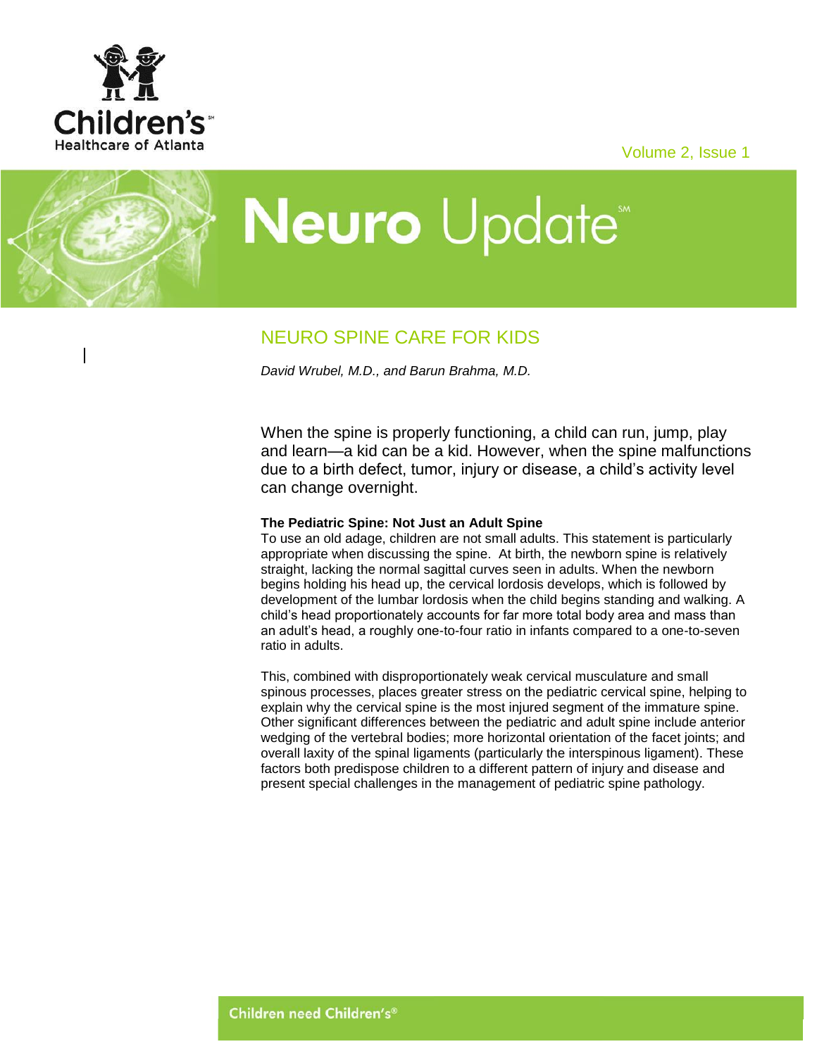Children's Healthcare of Atlanta

Volume 2, Issue 1

# Neuro Update

## NEURO SPINE CARE FOR KIDS

*David Wrubel, M.D., and Barun Brahma, M.D.*

When the spine is properly functioning, a child can run, jump, play and learn—a kid can be a kid. However, when the spine malfunctions due to a birth defect, tumor, injury or disease, a child's activity level can change overnight.

**The Pediatric Spine: Not Just an Adult Spine**

To use an old adage, children are not small adults. This statement is particularly appropriate when discussing the spine. At birth, the newborn spine is relatively straight, lacking the normal sagittal curves seen in adults. When the newborn begins holding his head up, the cervical lordosis develops, which is followed by development of the lumbar lordosis when the child begins standing and walking. A child's head proportionately accounts for far more total body area and mass than an adult's head, a roughly one-to-four ratio in infants compared to a one-to-seven ratio in adults.

This, combined with disproportionately weak cervical musculature and small spinous processes, places greater stress on the pediatric cervical spine, helping to explain why the cervical spine is the most injured segment of the immature spine. Other significant differences between the pediatric and adult spine include anterior wedging of the vertebral bodies; more horizontal orientation of the facet joints; and overall laxity of the spinal ligaments (particularly the interspinous ligament). These factors both predispose children to a different pattern of injury and disease and present special challenges in the management of pediatric spine pathology.

Children need Children's®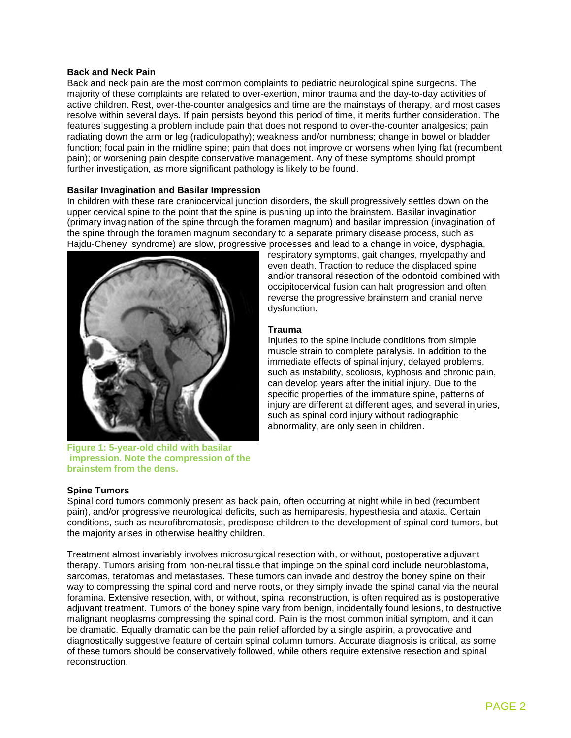### Back and Neck Pain

Back and neck pain are the most common complaints to pediatric neurological spine surgeons. The majority of these complaints are related to over-exertion, minor trauma and the day-to-day activities of active children. Rest, over-the-counter analgesics and time are the mainstays of therapy, and most cases resolve within several days. If pain persists beyond this period of time, it merits further consideration. The features suggesting a problem include pain that does not respond to over-the-counter analgesics; pain radiating down the arm or leg (radiculopathy); weakness and/or numbness; change in bowel or bladder function; focal pain in the midline spine; pain that does not improve or worsens when lying flat (recumbent pain); or worsening pain despite conservative management. Any of these symptoms should prompt further investigation, as more significant pathology is likely to be found.

### Basilar Invagination and Basilar Impression

In children with these rare craniocervical junction disorders, the skull progressively settles down on the upper cervical spine to the point that the spine is pushing up into the brainstem. Basilar invagination (primary invagination of the spine through the foramen magnum) and basilar impression (invagination of the spine through the foramen magnum secondary to a separate primary disease process, such as Hajdu-Cheney syndrome) are slow, progressive processes and lead to a change in voice, dysphagia, respiratory symptoms, gait changes, myelopathy and even death. Traction to reduce the displaced spine and/or transoral resection of the odontoid combined with occipitocervical fusion can halt progression and often reverse the progressive brainstem and cranial nerve dysfunction.

**Figure 1: 5-year-old child with basilar impression. Note the compression of the brainstem from the dens.**

### Trauma

Injuries to the spine include conditions from simple muscle strain to complete paralysis. In addition to the immediate effects of spinal injury, delayed problems, such as instability, scoliosis, kyphosis and chronic pain, can develop years after the initial injury. Due to the specific properties of the immature spine, patterns of injury are different at different ages, and several injuries, such as spinal cord injury without radiographic abnormality, are only seen in children.

### Spine Tumors

Spinal cord tumors commonly present as back pain, often occurring at night while in bed (recumbent pain), and/or progressive neurological deficits, such as hemiparesis, hypesthesia and ataxia. Certain conditions, such as neurofibromatosis, predispose children to the development of spinal cord tumors, but the majority arises in otherwise healthy children.

Treatment almost invariably involves microsurgical resection with, or without, postoperative adjuvant therapy. Tumors arising from non-neural tissue that impinge on the spinal cord include neuroblastoma, sarcomas, teratomas and metastases. These tumors can invade and destroy the boney spine on their way to compressing the spinal cord and nerve roots, or they simply invade the spinal canal via the neural foramina. Extensive resection, with, or without, spinal reconstruction, is often required as is postoperative adjuvant treatment. Tumors of the boney spine vary from benign, incidentally found lesions, to destructive malignant neoplasms compressing the spinal cord. Pain is the most common initial symptom, and it can be dramatic. Equally dramatic can be the pain relief afforded by a single aspirin, a provocative and diagnostically suggestive feature of certain spinal column tumors. Accurate diagnosis is critical, as some of these tumors should be conservatively followed, while others require extensive resection and spinal reconstruction.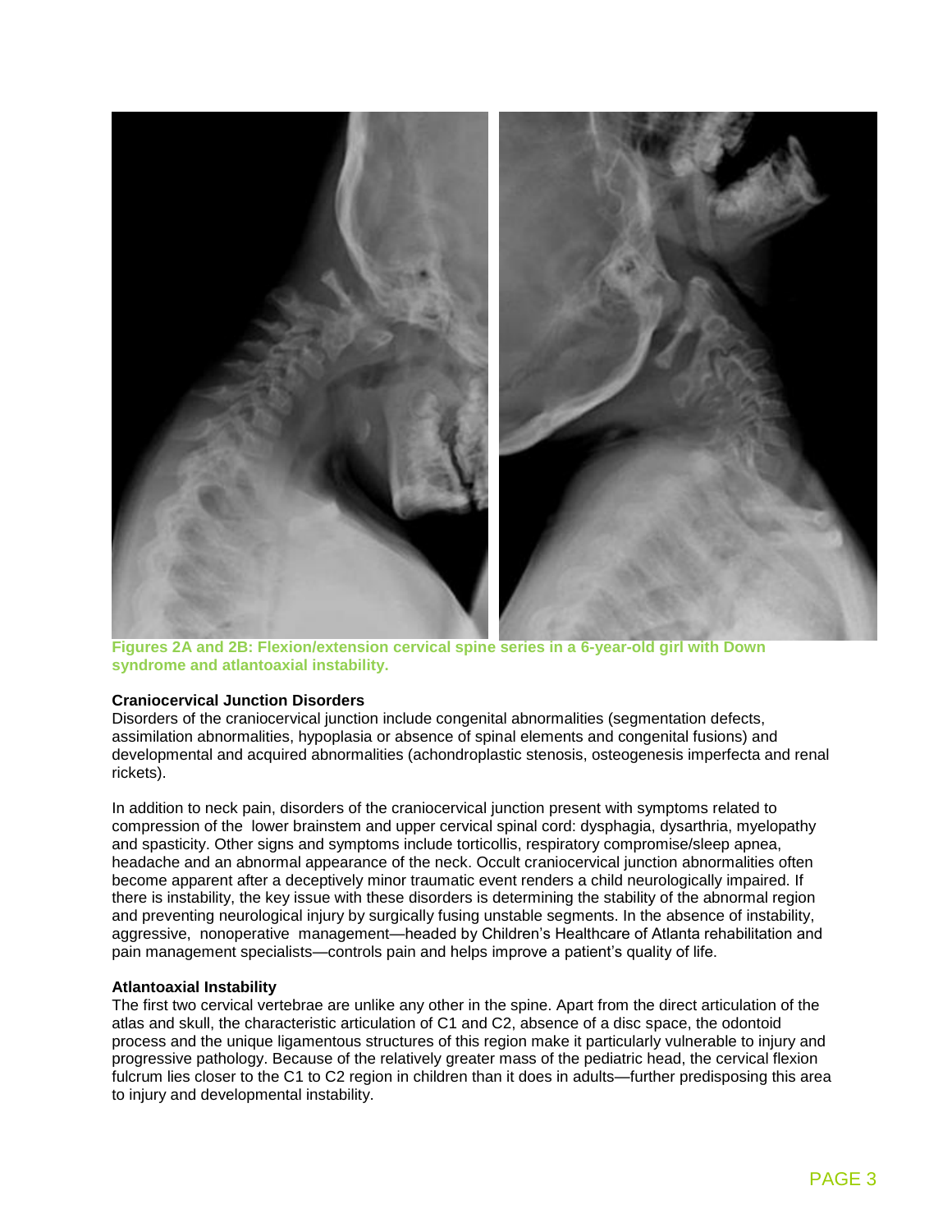**Figures 2A and 2B: Flexion/extension cervical spine series in a 6-year-old girl with Down syndrome and atlantoaxial instability.**

### Craniocervical Junction Disorders

Disorders of the craniocervical junction include congenital abnormalities (segmentation defects, assimilation abnormalities, hypoplasia or absence of spinal elements and congenital fusions) and developmental and acquired abnormalities (achondroplastic stenosis, osteogenesis imperfecta and renal rickets).

In addition to neck pain, disorders of the craniocervical junction present with symptoms related to compression of the lower brainstem and upper cervical spinal cord: dysphagia, dysarthria, myelopathy and spasticity. Other signs and symptoms include torticollis, respiratory compromise/sleep apnea, headache and an abnormal appearance of the neck. Occult craniocervical junction abnormalities often become apparent after a deceptively minor traumatic event renders a child neurologically impaired. If there is instability, the key issue with these disorders is determining the stability of the abnormal region and preventing neurological injury by surgically fusing unstable segments. In the absence of instability, aggressive, nonoperative management—headed by Children's Healthcare of Atlanta rehabilitation and pain management specialists—controls pain and helps improve a patient's quality of life.

### Atlantoaxial Instability

The first two cervical vertebrae are unlike any other in the spine. Apart from the direct articulation of the atlas and skull, the characteristic articulation of C1 and C2, absence of a disc space, the odontoid process and the unique ligamentous structures of this region make it particularly vulnerable to injury and progressive pathology. Because of the relatively greater mass of the pediatric head, the cervical flexion fulcrum lies closer to the C1 to C2 region in children than it does in adults—further predisposing this area to injury and developmental instability.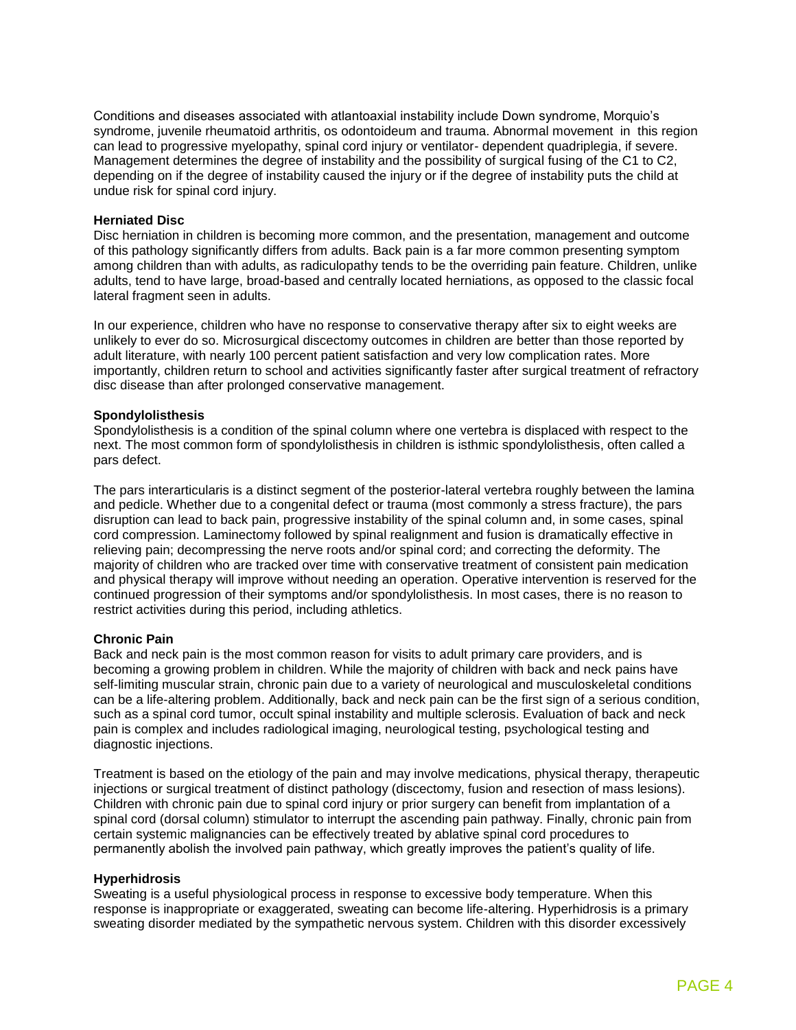Conditions and diseases associated with atlantoaxial instability include Down syndrome, Morquio's syndrome, juvenile rheumatoid arthritis, os odontoideum and trauma. Abnormal movement in this region can lead to progressive myelopathy, spinal cord injury or ventilator- dependent quadriplegia, if severe. Management determines the degree of instability and the possibility of surgical fusing of the C1 to C2, depending on if the degree of instability caused the injury or if the degree of instability puts the child at undue risk for spinal cord injury.

**Herniated Disc**

Disc herniation in children is becoming more common, and the presentation, management and outcome of this pathology significantly differs from adults. Back pain is a far more common presenting symptom among children than with adults, as radiculopathy tends to be the overriding pain feature. Children, unlike adults, tend to have large, broad-based and centrally located herniations, as opposed to the classic focal lateral fragment seen in adults.

In our experience, children who have no response to conservative therapy after six to eight weeks are unlikely to ever do so. Microsurgical discectomy outcomes in children are better than those reported by adult literature, with nearly 100 percent patient satisfaction and very low complication rates. More importantly, children return to school and activities significantly faster after surgical treatment of refractory disc disease than after prolonged conservative management.

**Spondylolisthesis**

Spondylolisthesis is a condition of the spinal column where one vertebra is displaced with respect to the next. The most common form of spondylolisthesis in children is isthmic spondylolisthesis, often called a pars defect.

The pars interarticularis is a distinct segment of the posterior-lateral vertebra roughly between the lamina and pedicle. Whether due to a congenital defect or trauma (most commonly a stress fracture), the pars disruption can lead to back pain, progressive instability of the spinal column and, in some cases, spinal cord compression. Laminectomy followed by spinal realignment and fusion is dramatically effective in relieving pain; decompressing the nerve roots and/or spinal cord; and correcting the deformity. The majority of children who are tracked over time with conservative treatment of consistent pain medication and physical therapy will improve without needing an operation. Operative intervention is reserved for the continued progression of their symptoms and/or spondylolisthesis. In most cases, there is no reason to restrict activities during this period, including athletics.

**Chronic Pain**

Back and neck pain is the most common reason for visits to adult primary care providers, and is becoming a growing problem in children. While the majority of children with back and neck pains have self-limiting muscular strain, chronic pain due to a variety of neurological and musculoskeletal conditions can be a life-altering problem. Additionally, back and neck pain can be the first sign of a serious condition, such as a spinal cord tumor, occult spinal instability and multiple sclerosis. Evaluation of back and neck pain is complex and includes radiological imaging, neurological testing, psychological testing and diagnostic injections.

Treatment is based on the etiology of the pain and may involve medications, physical therapy, therapeutic injections or surgical treatment of distinct pathology (discectomy, fusion and resection of mass lesions). Children with chronic pain due to spinal cord injury or prior surgery can benefit from implantation of a spinal cord (dorsal column) stimulator to interrupt the ascending pain pathway. Finally, chronic pain from certain systemic malignancies can be effectively treated by ablative spinal cord procedures to permanently abolish the involved pain pathway, which greatly improves the patient's quality of life.

**Hyperhidrosis**

Sweating is a useful physiological process in response to excessive body temperature. When this response is inappropriate or exaggerated, sweating can become life-altering. Hyperhidrosis is a primary sweating disorder mediated by the sympathetic nervous system. Children with this disorder excessively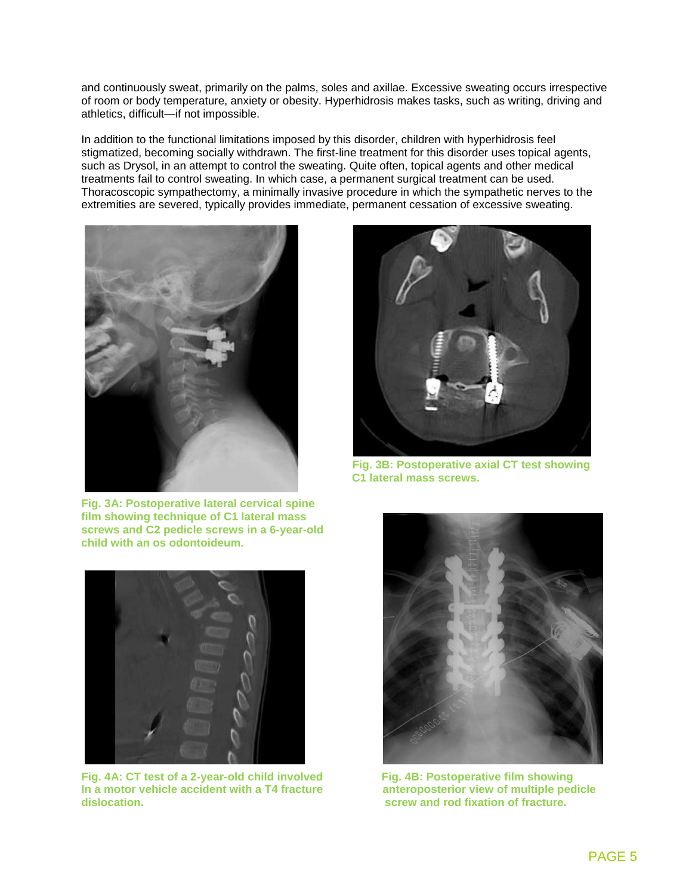and continuously sweat, primarily on the palms, soles and axillae. Excessive sweating occurs irrespective of room or body temperature, anxiety or obesity. Hyperhidrosis makes tasks, such as writing, driving and athletics, difficult—if not impossible.

In addition to the functional limitations imposed by this disorder, children with hyperhidrosis feel stigmatized, becoming socially withdrawn. The first-line treatment for this disorder uses topical agents, such as Drysol, in an attempt to control the sweating. Quite often, topical agents and other medical treatments fail to control sweating. In which case, a permanent surgical treatment can be used. Thoracoscopic sympathectomy, a minimally invasive procedure in which the sympathetic nerves to the extremities are severed, typically provides immediate, permanent cessation of excessive sweating.

**Fig. 3A: Postoperative lateral cervical spine film showing technique of C1 lateral mass screws and C2 pedicle screws in a 6-year-old child with an os odontoideum.**

**Fig. 3B: Postoperative axial CT test showing C1 lateral mass screws.**

**Fig. 4A: CT test of a 2-year-old child involved In a motor vehicle accident with a T4 fracture dislocation.**

**Fig. 4B: Postoperative film showing anteroposterior view of multiple pedicle screw and rod fixation of fracture.**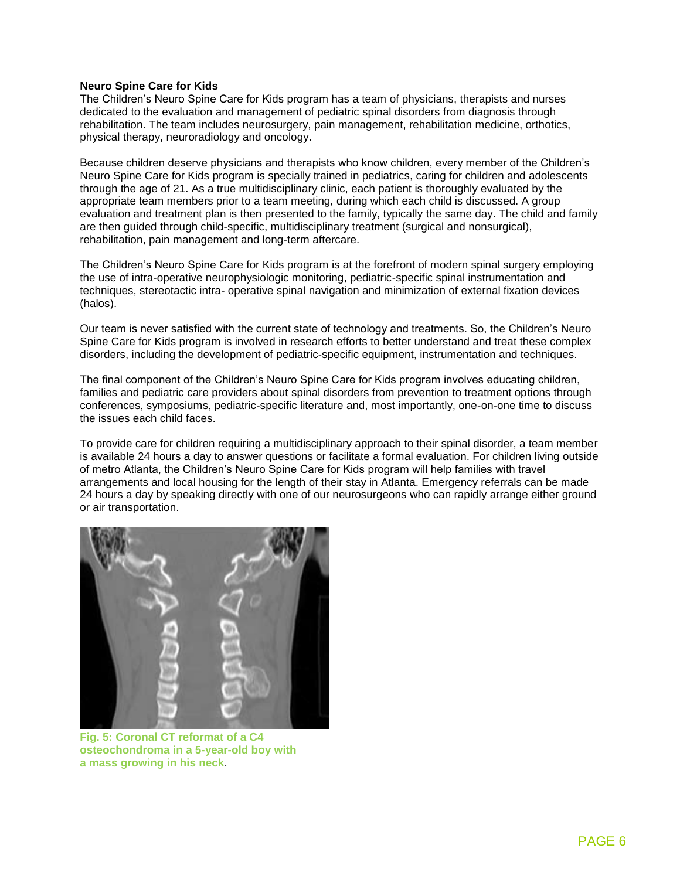**Neuro Spine Care for Kids**

The Children's Neuro Spine Care for Kids program has a team of physicians, therapists and nurses dedicated to the evaluation and management of pediatric spinal disorders from diagnosis through rehabilitation. The team includes neurosurgery, pain management, rehabilitation medicine, orthotics, physical therapy, neuroradiology and oncology.

Because children deserve physicians and therapists who know children, every member of the Children's Neuro Spine Care for Kids program is specially trained in pediatrics, caring for children and adolescents through the age of 21. As a true multidisciplinary clinic, each patient is thoroughly evaluated by the appropriate team members prior to a team meeting, during which each child is discussed. A group evaluation and treatment plan is then presented to the family, typically the same day. The child and family are then guided through child-specific, multidisciplinary treatment (surgical and nonsurgical), rehabilitation, pain management and long-term aftercare.

The Children's Neuro Spine Care for Kids program is at the forefront of modern spinal surgery employing the use of intra-operative neurophysiologic monitoring, pediatric-specific spinal instrumentation and techniques, stereotactic intra- operative spinal navigation and minimization of external fixation devices (halos).

Our team is never satisfied with the current state of technology and treatments. So, the Children's Neuro Spine Care for Kids program is involved in research efforts to better understand and treat these complex disorders, including the development of pediatric-specific equipment, instrumentation and techniques.

The final component of the Children's Neuro Spine Care for Kids program involves educating children, families and pediatric care providers about spinal disorders from prevention to treatment options through conferences, symposiums, pediatric-specific literature and, most importantly, one-on-one time to discuss the issues each child faces.

To provide care for children requiring a multidisciplinary approach to their spinal disorder, a team member is available 24 hours a day to answer questions or facilitate a formal evaluation. For children living outside of metro Atlanta, the Children's Neuro Spine Care for Kids program will help families with travel arrangements and local housing for the length of their stay in Atlanta. Emergency referrals can be made 24 hours a day by speaking directly with one of our neurosurgeons who can rapidly arrange either ground or air transportation.

**Fig. 5: Coronal CT reformat of a C4 osteochondroma in a 5-year-old boy with a mass growing in his neck**.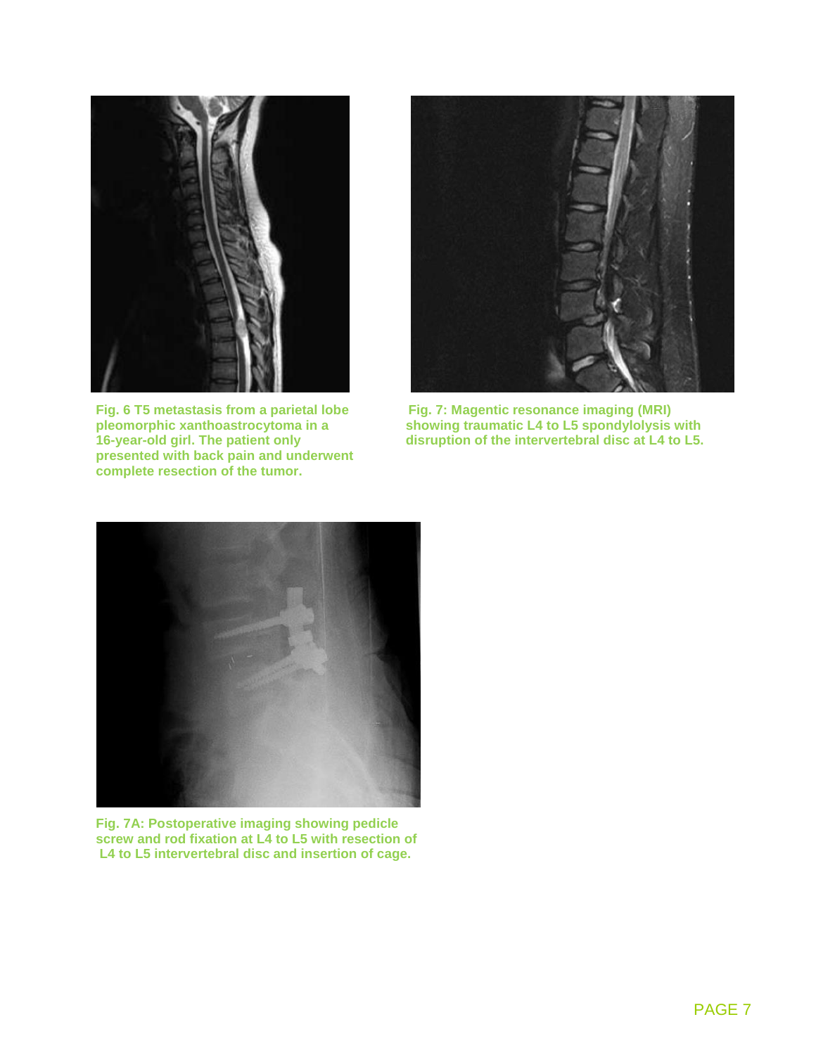**Fig. 6 T5 metastasis from a parietal lobe pleomorphic xanthoastrocytoma in a 16-year-old girl. The patient only presented with back pain and underwent complete resection of the tumor.**

**Fig. 7: Magentic resonance imaging (MRI) showing traumatic L4 to L5 spondylolysis with disruption of the intervertebral disc at L4 to L5.**

**Fig. 7A: Postoperative imaging showing pedicle screw and rod fixation at L4 to L5 with resection of L4 to L5 intervertebral disc and insertion of cage.**